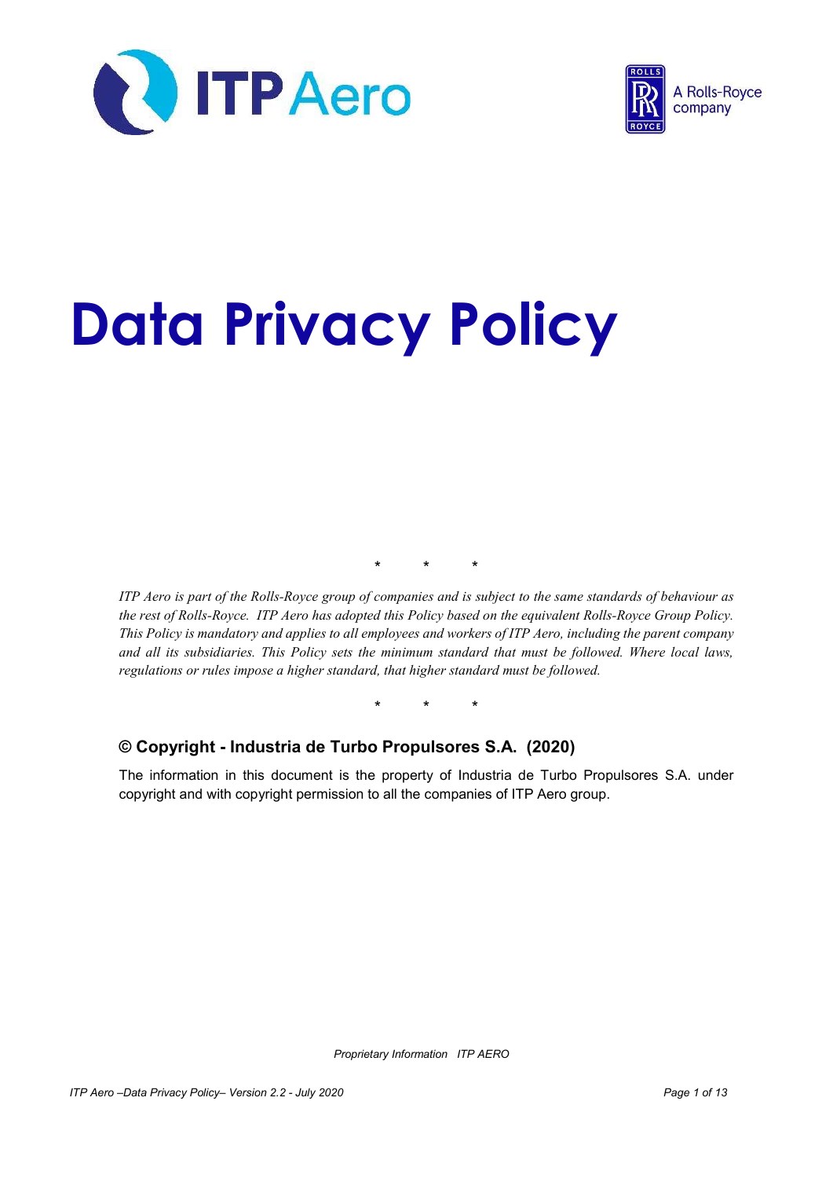# Data Privacy Policy

\*   \*   \*

*ITP Aero is part of the Rolls-Royce group of companies and is subject to the same standards of behaviour as the rest of Rolls-Royce. ITP Aero has adopted this Policy based on the equivalent Rolls-Royce Group Policy. This Policy is mandatory and applies to all employees and workers of ITP Aero, including the parent company and all its subsidiaries. This Policy sets the minimum standard that must be followed. Where local laws, regulations or rules impose a higher standard, that higher standard must be followed.*

\*   \*   \*

### © Copyright - Industria de Turbo Propulsores S.A. (2020)

The information in this document is the property of Industria de Turbo Propulsores S.A. under copyright and with copyright permission to all the companies of ITP Aero group.

*Proprietary Information ITP AERO*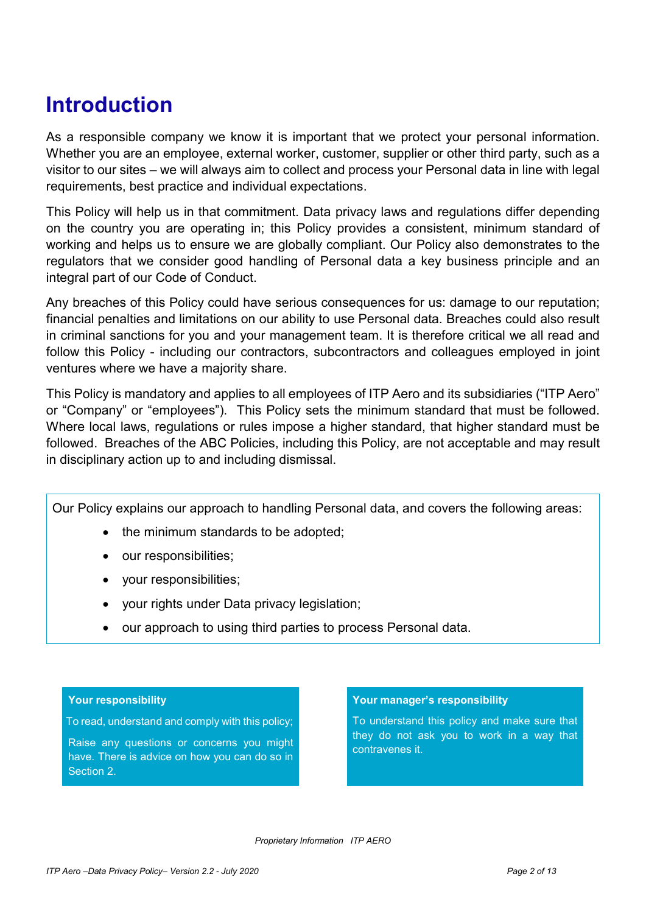# Introduction

As a responsible company we know it is important that we protect your personal information. Whether you are an employee, external worker, customer, supplier or other third party, such as a visitor to our sites – we will always aim to collect and process your Personal data in line with legal requirements, best practice and individual expectations.

This Policy will help us in that commitment. Data privacy laws and regulations differ depending on the country you are operating in; this Policy provides a consistent, minimum standard of working and helps us to ensure we are globally compliant. Our Policy also demonstrates to the regulators that we consider good handling of Personal data a key business principle and an integral part of our Code of Conduct.

Any breaches of this Policy could have serious consequences for us: damage to our reputation; financial penalties and limitations on our ability to use Personal data. Breaches could also result in criminal sanctions for you and your management team. It is therefore critical we all read and follow this Policy - including our contractors, subcontractors and colleagues employed in joint ventures where we have a majority share.

This Policy is mandatory and applies to all employees of ITP Aero and its subsidiaries ("ITP Aero" or "Company" or "employees"). This Policy sets the minimum standard that must be followed. Where local laws, regulations or rules impose a higher standard, that higher standard must be followed. Breaches of the ABC Policies, including this Policy, are not acceptable and may result in disciplinary action up to and including dismissal.

Our Policy explains our approach to handling Personal data, and covers the following areas:

- the minimum standards to be adopted;
- our responsibilities;
- your responsibilities;
- your rights under Data privacy legislation;
- our approach to using third parties to process Personal data.

**Your responsibility**

To read, understand and comply with this policy;

Raise any questions or concerns you might have. There is advice on how you can do so in Section 2.

**Your manager's responsibility**

To understand this policy and make sure that they do not ask you to work in a way that contravenes it.

*Proprietary Information ITP AERO*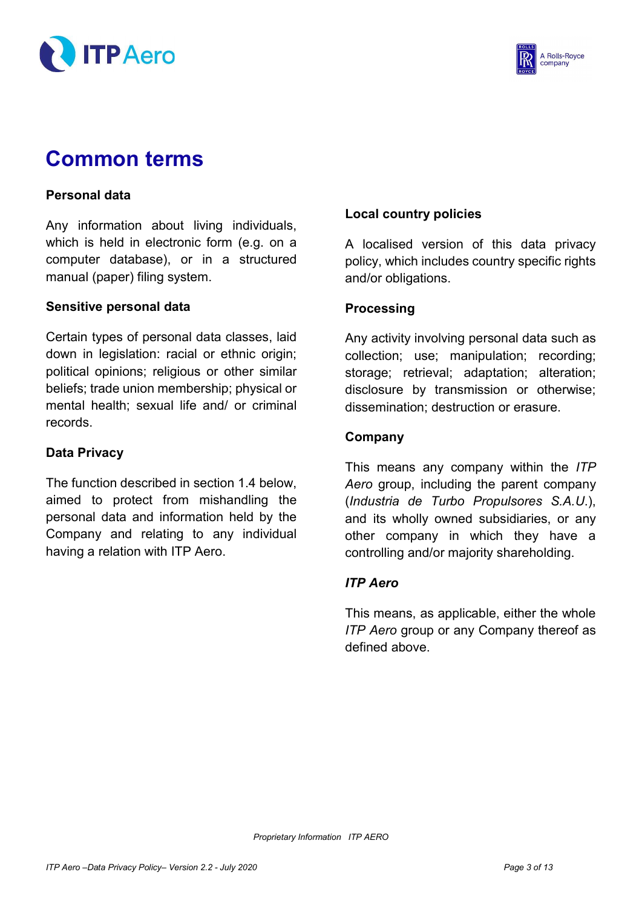# Common terms

### Personal data

Any information about living individuals, which is held in electronic form (e.g. on a computer database), or in a structured manual (paper) filing system.

### Sensitive personal data

Certain types of personal data classes, laid down in legislation: racial or ethnic origin; political opinions; religious or other similar beliefs; trade union membership; physical or mental health; sexual life and/ or criminal records.

### Data Privacy

The function described in section 1.4 below, aimed to protect from mishandling the personal data and information held by the Company and relating to any individual having a relation with ITP Aero.

### Local country policies

A localised version of this data privacy policy, which includes country specific rights and/or obligations.

### Processing

Any activity involving personal data such as collection; use; manipulation; recording; storage; retrieval; adaptation; alteration; disclosure by transmission or otherwise; dissemination; destruction or erasure.

### Company

This means any company within the *ITP Aero* group, including the parent company (*Industria de Turbo Propulsores S.A.U.*), and its wholly owned subsidiaries, or any other company in which they have a controlling and/or majority shareholding.

### *ITP Aero*

This means, as applicable, either the whole *ITP Aero* group or any Company thereof as defined above.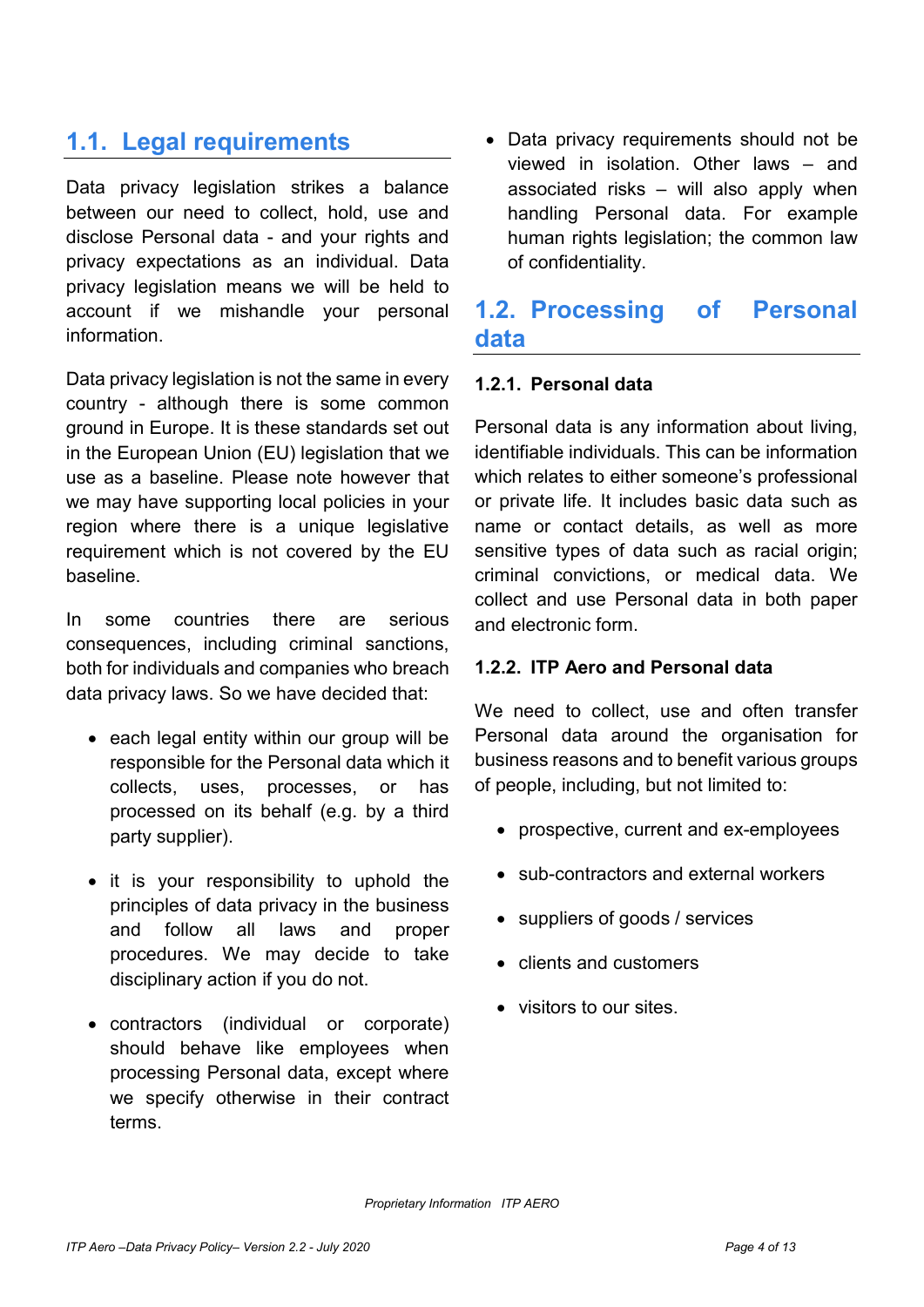## 1.1. Legal requirements

Data privacy legislation strikes a balance between our need to collect, hold, use and disclose Personal data - and your rights and privacy expectations as an individual. Data privacy legislation means we will be held to account if we mishandle your personal information.

Data privacy legislation is not the same in every country - although there is some common ground in Europe. It is these standards set out in the European Union (EU) legislation that we use as a baseline. Please note however that we may have supporting local policies in your region where there is a unique legislative requirement which is not covered by the EU baseline.

In some countries there are serious consequences, including criminal sanctions, both for individuals and companies who breach data privacy laws. So we have decided that:

- each legal entity within our group will be responsible for the Personal data which it collects, uses, processes, or has processed on its behalf (e.g. by a third party supplier).
- it is your responsibility to uphold the principles of data privacy in the business and follow all laws and proper procedures. We may decide to take disciplinary action if you do not.
- contractors (individual or corporate) should behave like employees when processing Personal data, except where we specify otherwise in their contract terms.
- Data privacy requirements should not be viewed in isolation. Other laws – and associated risks – will also apply when handling Personal data. For example human rights legislation; the common law of confidentiality.

## 1.2. Processing of Personal data

### 1.2.1. Personal data

Personal data is any information about living, identifiable individuals. This can be information which relates to either someone's professional or private life. It includes basic data such as name or contact details, as well as more sensitive types of data such as racial origin; criminal convictions, or medical data. We collect and use Personal data in both paper and electronic form.

### 1.2.2. ITP Aero and Personal data

We need to collect, use and often transfer Personal data around the organisation for business reasons and to benefit various groups of people, including, but not limited to:

- prospective, current and ex-employees
- sub-contractors and external workers
- suppliers of goods / services
- clients and customers
- visitors to our sites.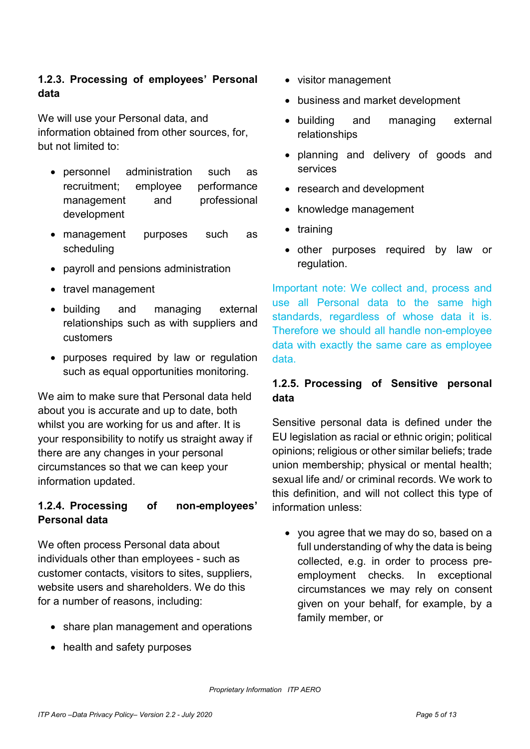### 1.2.3. Processing of employees' Personal data

We will use your Personal data, and information obtained from other sources, for, but not limited to:

- personnel administration such as recruitment; employee performance management and professional development
- management purposes such as scheduling
- payroll and pensions administration
- travel management
- building and managing external relationships such as with suppliers and customers
- purposes required by law or regulation such as equal opportunities monitoring.

We aim to make sure that Personal data held about you is accurate and up to date, both whilst you are working for us and after. It is your responsibility to notify us straight away if there are any changes in your personal circumstances so that we can keep your information updated.

### 1.2.4. Processing of non-employees' Personal data

We often process Personal data about individuals other than employees - such as customer contacts, visitors to sites, suppliers, website users and shareholders. We do this for a number of reasons, including:

- share plan management and operations
- health and safety purposes
- visitor management
- business and market development
- building and managing external relationships
- planning and delivery of goods and services
- research and development
- knowledge management
- training
- other purposes required by law or regulation.

Important note: We collect and, process and use all Personal data to the same high standards, regardless of whose data it is. Therefore we should all handle non-employee data with exactly the same care as employee data.

### 1.2.5. Processing of Sensitive personal data

Sensitive personal data is defined under the EU legislation as racial or ethnic origin; political opinions; religious or other similar beliefs; trade union membership; physical or mental health; sexual life and/ or criminal records. We work to this definition, and will not collect this type of information unless:

- you agree that we may do so, based on a full understanding of why the data is being collected, e.g. in order to process pre-employment checks. In exceptional circumstances we may rely on consent given on your behalf, for example, by a family member, or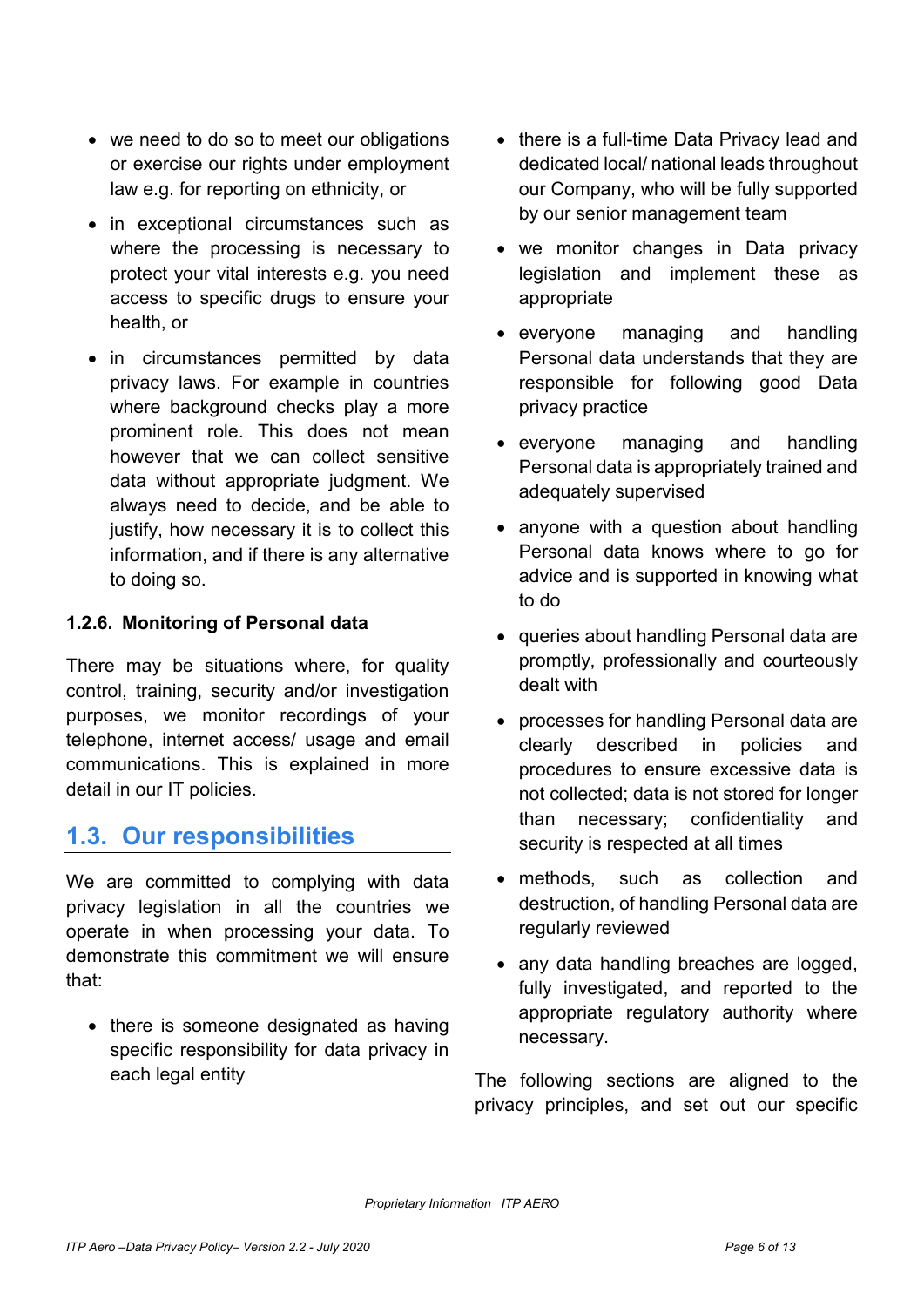- we need to do so to meet our obligations or exercise our rights under employment law e.g. for reporting on ethnicity, or
- in exceptional circumstances such as where the processing is necessary to protect your vital interests e.g. you need access to specific drugs to ensure your health, or
- in circumstances permitted by data privacy laws. For example in countries where background checks play a more prominent role. This does not mean however that we can collect sensitive data without appropriate judgment. We always need to decide, and be able to justify, how necessary it is to collect this information, and if there is any alternative to doing so.

**1.2.6. Monitoring of Personal data**

There may be situations where, for quality control, training, security and/or investigation purposes, we monitor recordings of your telephone, internet access/ usage and email communications. This is explained in more detail in our IT policies.

## 1.3. Our responsibilities

We are committed to complying with data privacy legislation in all the countries we operate in when processing your data. To demonstrate this commitment we will ensure that:

- there is someone designated as having specific responsibility for data privacy in each legal entity
- there is a full-time Data Privacy lead and dedicated local/ national leads throughout our Company, who will be fully supported by our senior management team
- we monitor changes in Data privacy legislation and implement these as appropriate
- everyone managing and handling Personal data understands that they are responsible for following good Data privacy practice
- everyone managing and handling Personal data is appropriately trained and adequately supervised
- anyone with a question about handling Personal data knows where to go for advice and is supported in knowing what to do
- queries about handling Personal data are promptly, professionally and courteously dealt with
- processes for handling Personal data are clearly described in policies and procedures to ensure excessive data is not collected; data is not stored for longer than necessary; confidentiality and security is respected at all times
- methods, such as collection and destruction, of handling Personal data are regularly reviewed
- any data handling breaches are logged, fully investigated, and reported to the appropriate regulatory authority where necessary.

The following sections are aligned to the privacy principles, and set out our specific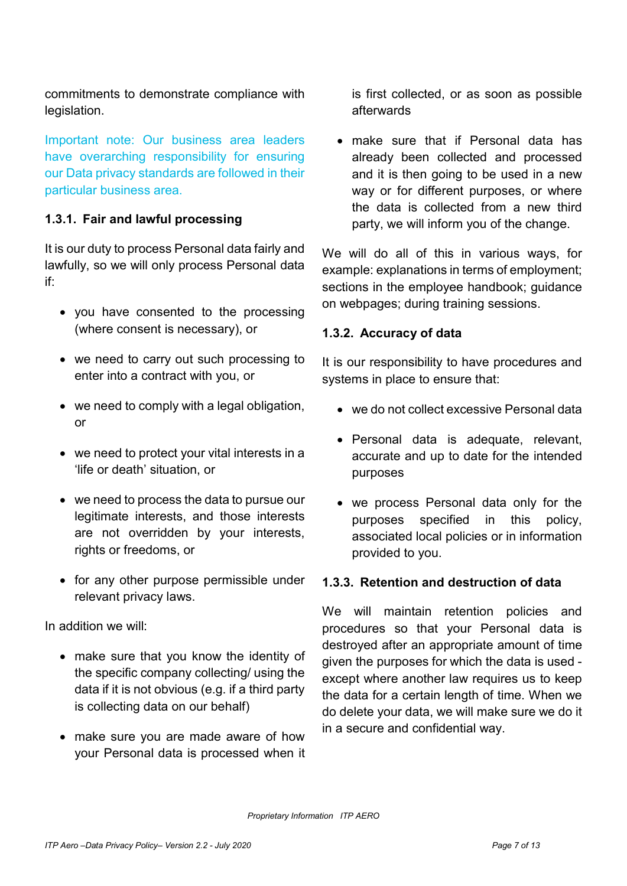commitments to demonstrate compliance with legislation.

Important note: Our business area leaders have overarching responsibility for ensuring our Data privacy standards are followed in their particular business area.

### 1.3.1. Fair and lawful processing

It is our duty to process Personal data fairly and lawfully, so we will only process Personal data if:

- you have consented to the processing (where consent is necessary), or
- we need to carry out such processing to enter into a contract with you, or
- we need to comply with a legal obligation, or
- we need to protect your vital interests in a 'life or death' situation, or
- we need to process the data to pursue our legitimate interests, and those interests are not overridden by your interests, rights or freedoms, or
- for any other purpose permissible under relevant privacy laws.

In addition we will:

- make sure that you know the identity of the specific company collecting/ using the data if it is not obvious (e.g. if a third party is collecting data on our behalf)
- make sure you are made aware of how your Personal data is processed when it is first collected, or as soon as possible afterwards
- make sure that if Personal data has already been collected and processed and it is then going to be used in a new way or for different purposes, or where the data is collected from a new third party, we will inform you of the change.

We will do all of this in various ways, for example: explanations in terms of employment; sections in the employee handbook; guidance on webpages; during training sessions.

### 1.3.2. Accuracy of data

It is our responsibility to have procedures and systems in place to ensure that:

- we do not collect excessive Personal data
- Personal data is adequate, relevant, accurate and up to date for the intended purposes
- we process Personal data only for the purposes specified in this policy, associated local policies or in information provided to you.

### 1.3.3. Retention and destruction of data

We will maintain retention policies and procedures so that your Personal data is destroyed after an appropriate amount of time given the purposes for which the data is used - except where another law requires us to keep the data for a certain length of time. When we do delete your data, we will make sure we do it in a secure and confidential way.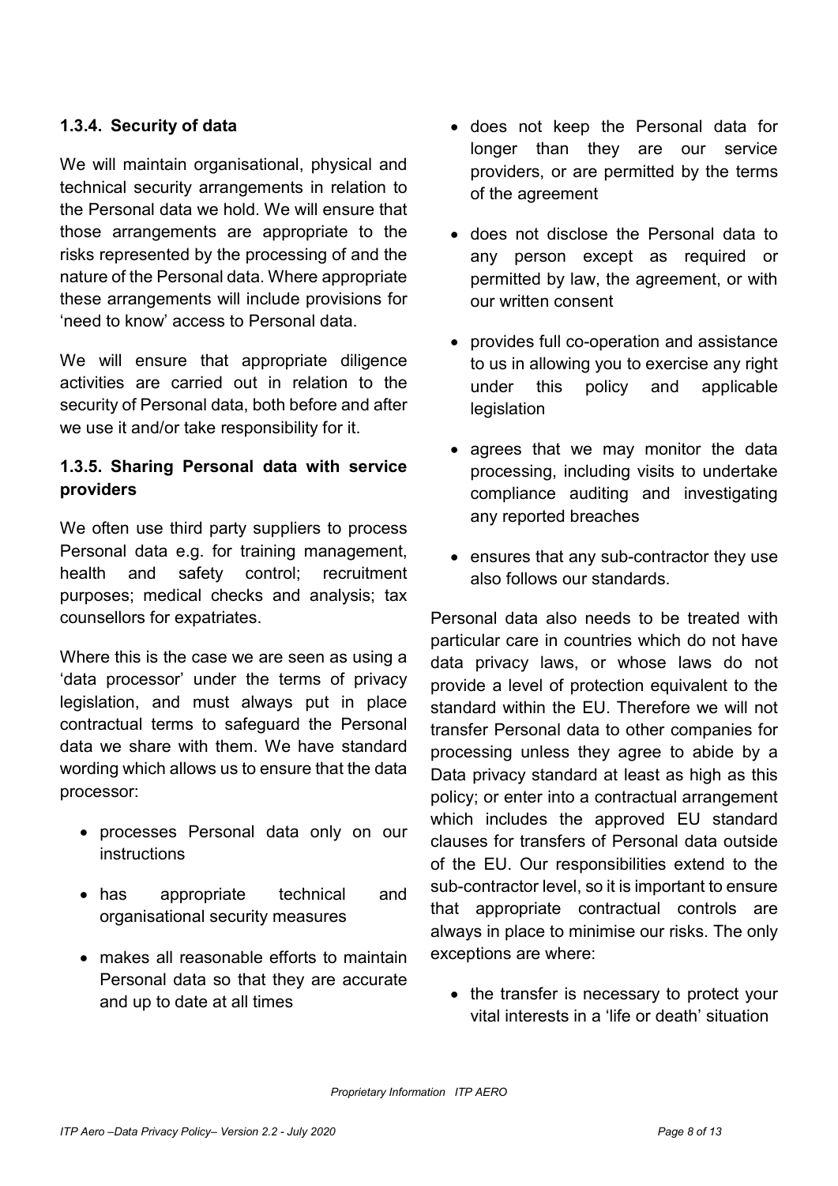#### 1.3.4. Security of data

We will maintain organisational, physical and technical security arrangements in relation to the Personal data we hold. We will ensure that those arrangements are appropriate to the risks represented by the processing of and the nature of the Personal data. Where appropriate these arrangements will include provisions for 'need to know' access to Personal data.

We will ensure that appropriate diligence activities are carried out in relation to the security of Personal data, both before and after we use it and/or take responsibility for it.

#### 1.3.5. Sharing Personal data with service providers

We often use third party suppliers to process Personal data e.g. for training management, health and safety control; recruitment purposes; medical checks and analysis; tax counsellors for expatriates.

Where this is the case we are seen as using a 'data processor' under the terms of privacy legislation, and must always put in place contractual terms to safeguard the Personal data we share with them. We have standard wording which allows us to ensure that the data processor:

- processes Personal data only on our instructions
- has appropriate technical and organisational security measures
- makes all reasonable efforts to maintain Personal data so that they are accurate and up to date at all times
- does not keep the Personal data for longer than they are our service providers, or are permitted by the terms of the agreement
- does not disclose the Personal data to any person except as required or permitted by law, the agreement, or with our written consent
- provides full co-operation and assistance to us in allowing you to exercise any right under this policy and applicable legislation
- agrees that we may monitor the data processing, including visits to undertake compliance auditing and investigating any reported breaches
- ensures that any sub-contractor they use also follows our standards.

Personal data also needs to be treated with particular care in countries which do not have data privacy laws, or whose laws do not provide a level of protection equivalent to the standard within the EU. Therefore we will not transfer Personal data to other companies for processing unless they agree to abide by a Data privacy standard at least as high as this policy; or enter into a contractual arrangement which includes the approved EU standard clauses for transfers of Personal data outside of the EU. Our responsibilities extend to the sub-contractor level, so it is important to ensure that appropriate contractual controls are always in place to minimise our risks. The only exceptions are where:

- the transfer is necessary to protect your vital interests in a 'life or death' situation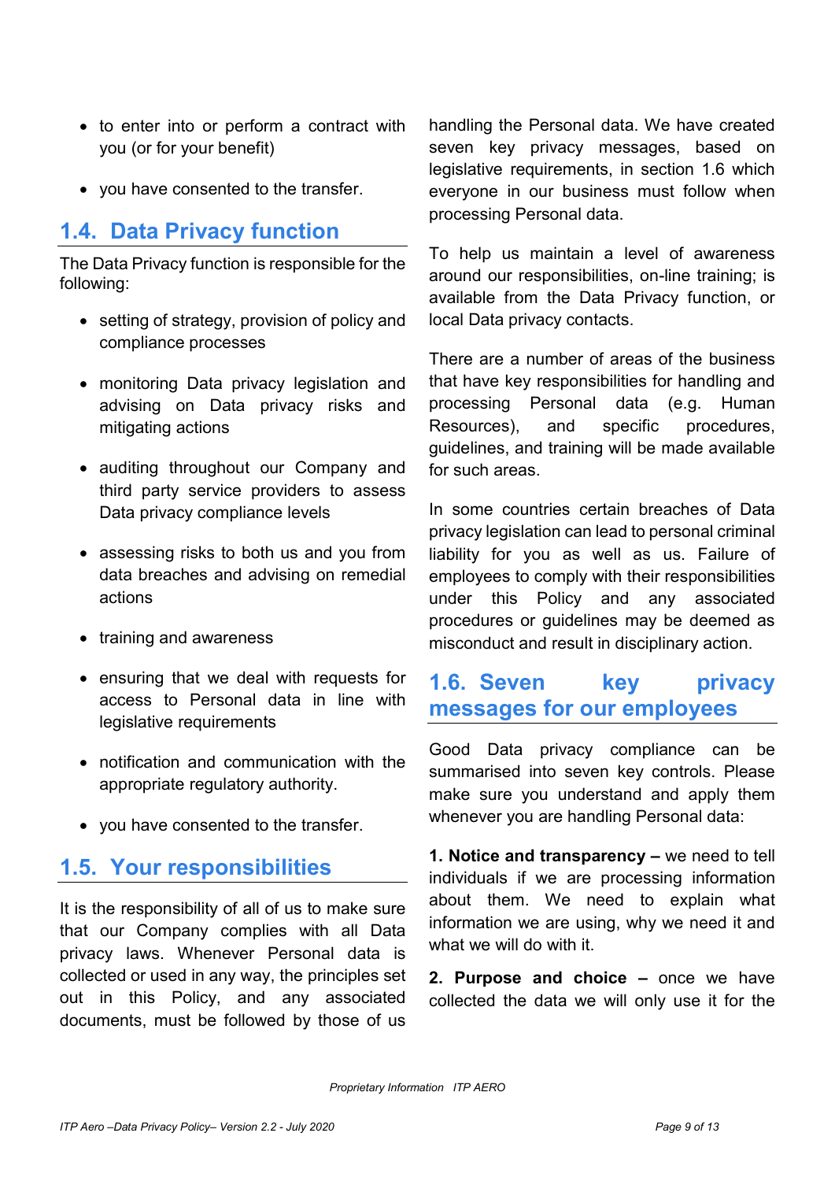- to enter into or perform a contract with you (or for your benefit)
- you have consented to the transfer.

## 1.4. Data Privacy function

The Data Privacy function is responsible for the following:

- setting of strategy, provision of policy and compliance processes
- monitoring Data privacy legislation and advising on Data privacy risks and mitigating actions
- auditing throughout our Company and third party service providers to assess Data privacy compliance levels
- assessing risks to both us and you from data breaches and advising on remedial actions
- training and awareness
- ensuring that we deal with requests for access to Personal data in line with legislative requirements
- notification and communication with the appropriate regulatory authority.
- you have consented to the transfer.

## 1.5. Your responsibilities

It is the responsibility of all of us to make sure that our Company complies with all Data privacy laws. Whenever Personal data is collected or used in any way, the principles set out in this Policy, and any associated documents, must be followed by those of us handling the Personal data. We have created seven key privacy messages, based on legislative requirements, in section 1.6 which everyone in our business must follow when processing Personal data.

To help us maintain a level of awareness around our responsibilities, on-line training; is available from the Data Privacy function, or local Data privacy contacts.

There are a number of areas of the business that have key responsibilities for handling and processing Personal data (e.g. Human Resources), and specific procedures, guidelines, and training will be made available for such areas.

In some countries certain breaches of Data privacy legislation can lead to personal criminal liability for you as well as us. Failure of employees to comply with their responsibilities under this Policy and any associated procedures or guidelines may be deemed as misconduct and result in disciplinary action.

## 1.6. Seven key privacy messages for our employees

Good Data privacy compliance can be summarised into seven key controls. Please make sure you understand and apply them whenever you are handling Personal data:

**1. Notice and transparency –** we need to tell individuals if we are processing information about them. We need to explain what information we are using, why we need it and what we will do with it.

**2. Purpose and choice –** once we have collected the data we will only use it for the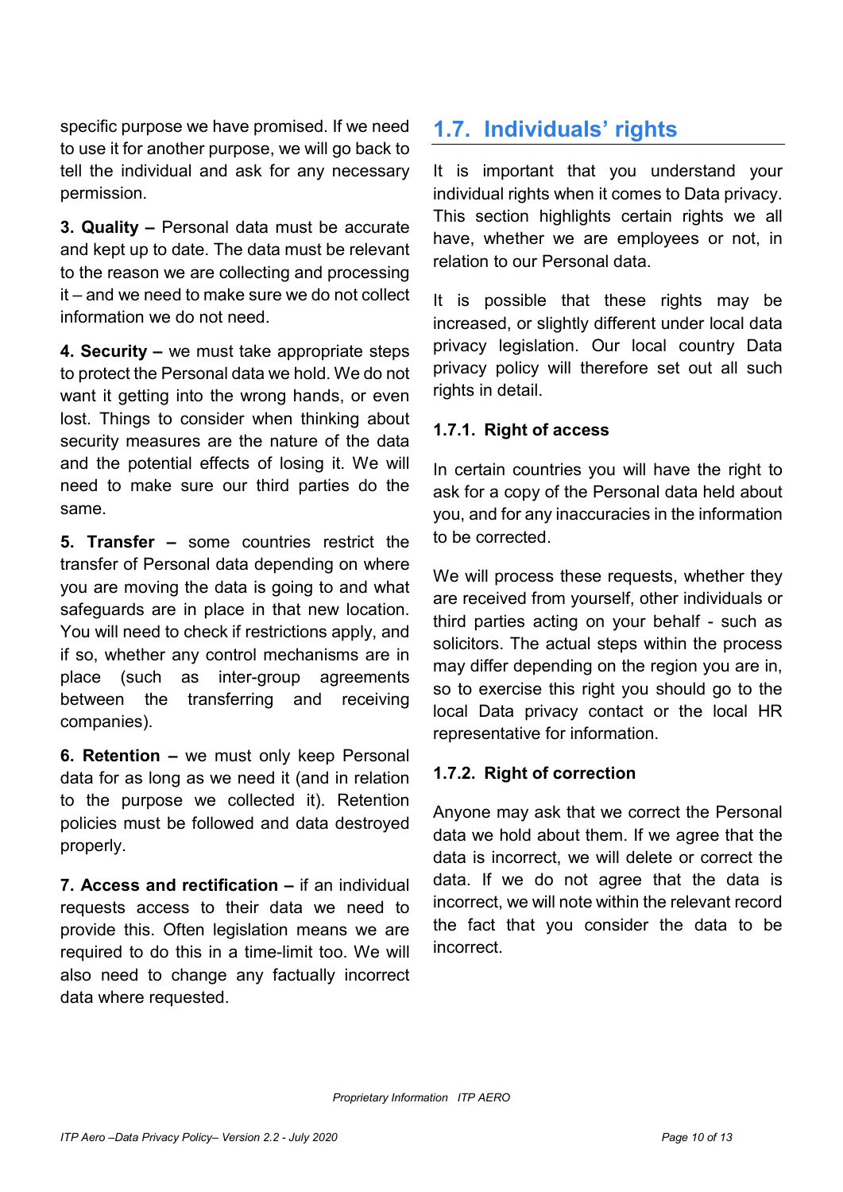specific purpose we have promised. If we need to use it for another purpose, we will go back to tell the individual and ask for any necessary permission.

**3. Quality –** Personal data must be accurate and kept up to date. The data must be relevant to the reason we are collecting and processing it – and we need to make sure we do not collect information we do not need.

**4. Security –** we must take appropriate steps to protect the Personal data we hold. We do not want it getting into the wrong hands, or even lost. Things to consider when thinking about security measures are the nature of the data and the potential effects of losing it. We will need to make sure our third parties do the same.

**5. Transfer –** some countries restrict the transfer of Personal data depending on where you are moving the data is going to and what safeguards are in place in that new location. You will need to check if restrictions apply, and if so, whether any control mechanisms are in place (such as inter-group agreements between the transferring and receiving companies).

**6. Retention –** we must only keep Personal data for as long as we need it (and in relation to the purpose we collected it). Retention policies must be followed and data destroyed properly.

**7. Access and rectification –** if an individual requests access to their data we need to provide this. Often legislation means we are required to do this in a time-limit too. We will also need to change any factually incorrect data where requested.

## 1.7. Individuals' rights

It is important that you understand your individual rights when it comes to Data privacy. This section highlights certain rights we all have, whether we are employees or not, in relation to our Personal data.

It is possible that these rights may be increased, or slightly different under local data privacy legislation. Our local country Data privacy policy will therefore set out all such rights in detail.

### 1.7.1. Right of access

In certain countries you will have the right to ask for a copy of the Personal data held about you, and for any inaccuracies in the information to be corrected.

We will process these requests, whether they are received from yourself, other individuals or third parties acting on your behalf - such as solicitors. The actual steps within the process may differ depending on the region you are in, so to exercise this right you should go to the local Data privacy contact or the local HR representative for information.

### 1.7.2. Right of correction

Anyone may ask that we correct the Personal data we hold about them. If we agree that the data is incorrect, we will delete or correct the data. If we do not agree that the data is incorrect, we will note within the relevant record the fact that you consider the data to be incorrect.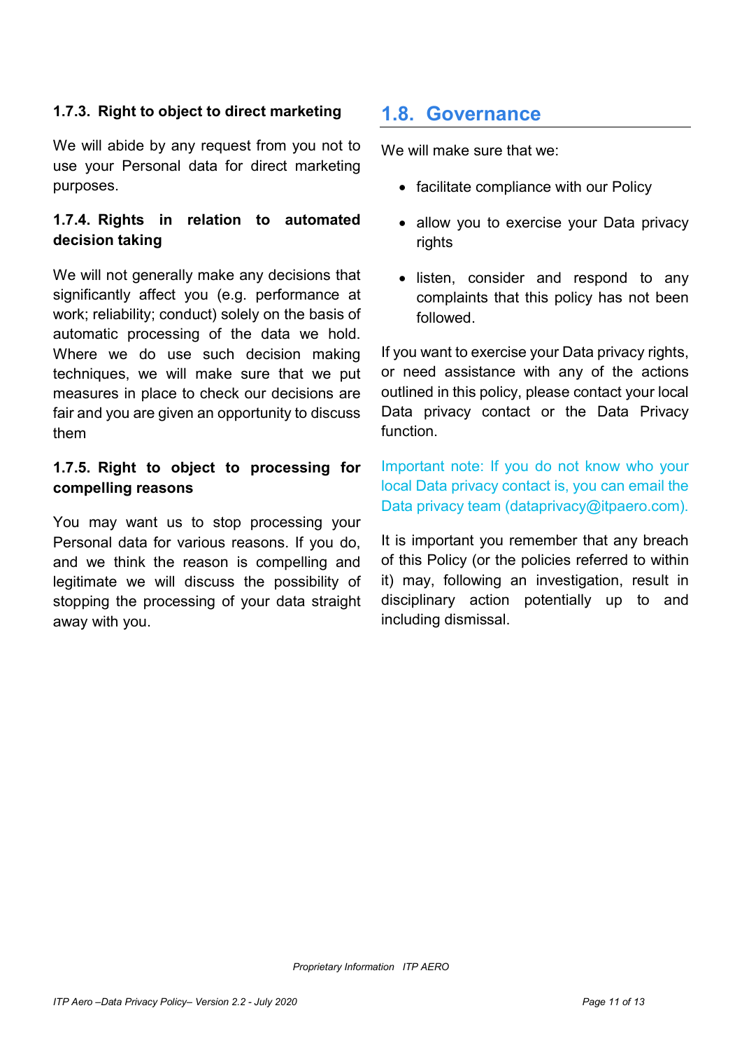#### 1.7.3. Right to object to direct marketing

We will abide by any request from you not to use your Personal data for direct marketing purposes.

#### 1.7.4. Rights in relation to automated decision taking

We will not generally make any decisions that significantly affect you (e.g. performance at work; reliability; conduct) solely on the basis of automatic processing of the data we hold. Where we do use such decision making techniques, we will make sure that we put measures in place to check our decisions are fair and you are given an opportunity to discuss them

#### 1.7.5. Right to object to processing for compelling reasons

You may want us to stop processing your Personal data for various reasons. If you do, and we think the reason is compelling and legitimate we will discuss the possibility of stopping the processing of your data straight away with you.

## 1.8. Governance

We will make sure that we:

- facilitate compliance with our Policy
- allow you to exercise your Data privacy rights
- listen, consider and respond to any complaints that this policy has not been followed.

If you want to exercise your Data privacy rights, or need assistance with any of the actions outlined in this policy, please contact your local Data privacy contact or the Data Privacy function.

Important note: If you do not know who your local Data privacy contact is, you can email the Data privacy team (dataprivacy@itpaero.com).

It is important you remember that any breach of this Policy (or the policies referred to within it) may, following an investigation, result in disciplinary action potentially up to and including dismissal.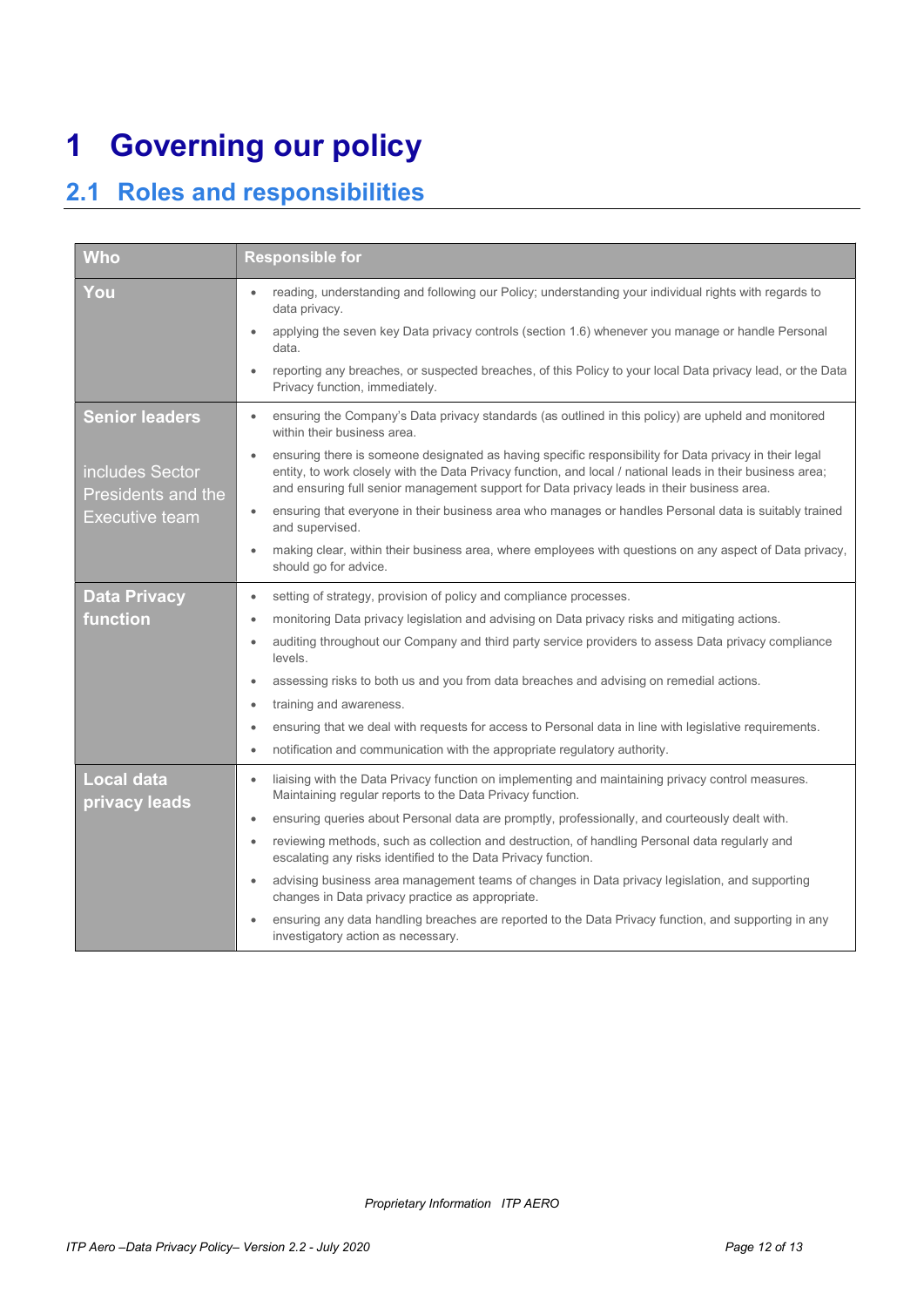# 1 Governing our policy

## 2.1 Roles and responsibilities

| Who | Responsible for |
|---|---|
| **You** | • reading, understanding and following our Policy; understanding your individual rights with regards to data privacy.<br>• applying the seven key Data privacy controls (section 1.6) whenever you manage or handle Personal data.<br>• reporting any breaches, or suspected breaches, of this Policy to your local Data privacy lead, or the Data Privacy function, immediately. |
| **Senior leaders**<br><br>includes Sector Presidents and the Executive team | • ensuring the Company's Data privacy standards (as outlined in this policy) are upheld and monitored within their business area.<br>• ensuring there is someone designated as having specific responsibility for Data privacy in their legal entity, to work closely with the Data Privacy function, and local / national leads in their business area; and ensuring full senior management support for Data privacy leads in their business area.<br>• ensuring that everyone in their business area who manages or handles Personal data is suitably trained and supervised.<br>• making clear, within their business area, where employees with questions on any aspect of Data privacy, should go for advice. |
| **Data Privacy function** | • setting of strategy, provision of policy and compliance processes.<br>• monitoring Data privacy legislation and advising on Data privacy risks and mitigating actions.<br>• auditing throughout our Company and third party service providers to assess Data privacy compliance levels.<br>• assessing risks to both us and you from data breaches and advising on remedial actions.<br>• training and awareness.<br>• ensuring that we deal with requests for access to Personal data in line with legislative requirements.<br>• notification and communication with the appropriate regulatory authority. |
| **Local data privacy leads** | • liaising with the Data Privacy function on implementing and maintaining privacy control measures. Maintaining regular reports to the Data Privacy function.<br>• ensuring queries about Personal data are promptly, professionally, and courteously dealt with.<br>• reviewing methods, such as collection and destruction, of handling Personal data regularly and escalating any risks identified to the Data Privacy function.<br>• advising business area management teams of changes in Data privacy legislation, and supporting changes in Data privacy practice as appropriate.<br>• ensuring any data handling breaches are reported to the Data Privacy function, and supporting in any investigatory action as necessary. |

*Proprietary Information ITP AERO*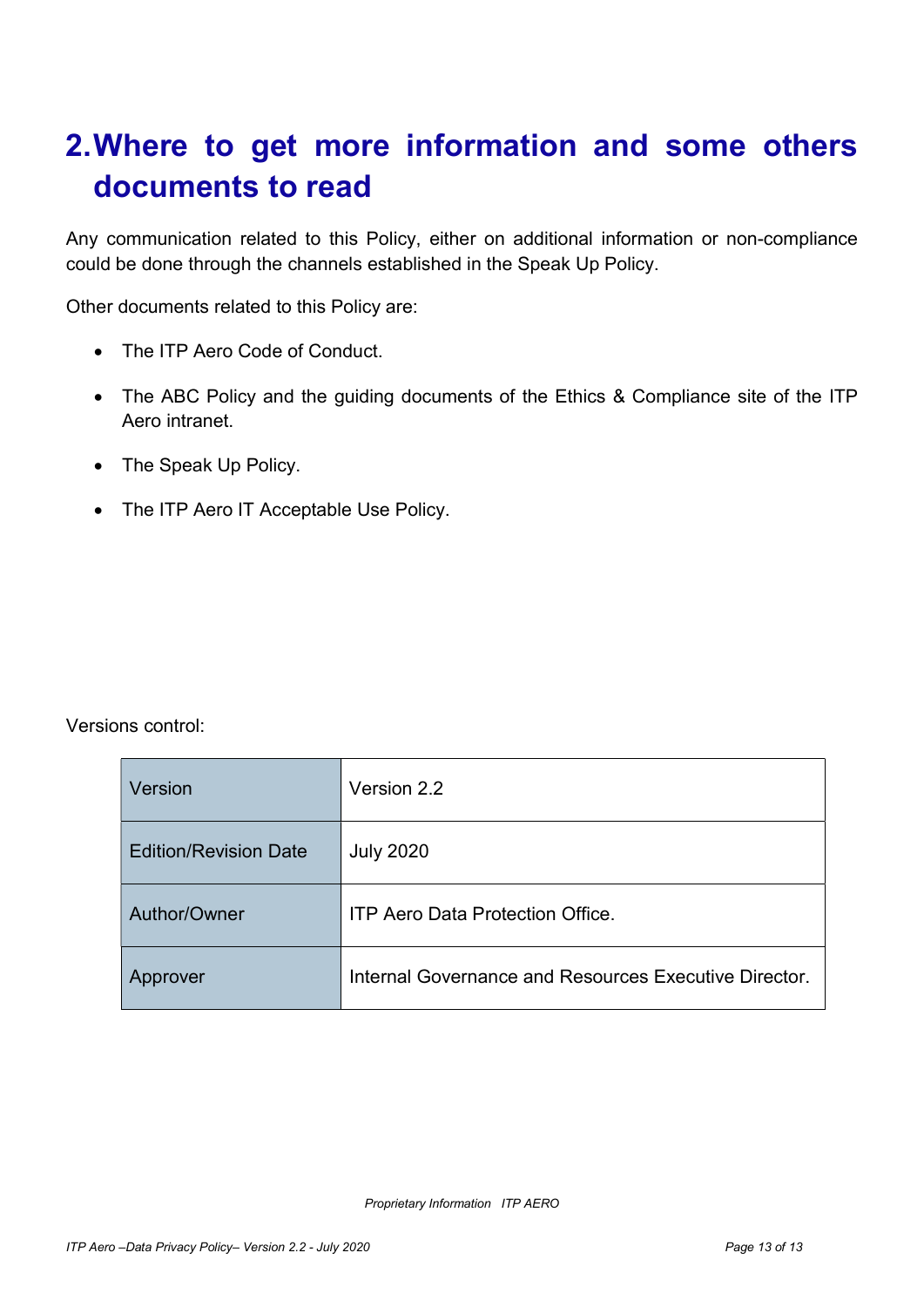## 2. Where to get more information and some others documents to read

Any communication related to this Policy, either on additional information or non-compliance could be done through the channels established in the Speak Up Policy.

Other documents related to this Policy are:

- The ITP Aero Code of Conduct.
- The ABC Policy and the guiding documents of the Ethics & Compliance site of the ITP Aero intranet.
- The Speak Up Policy.
- The ITP Aero IT Acceptable Use Policy.

Versions control:

| | |
|---|---|
| Version | Version 2.2 |
| Edition/Revision Date | July 2020 |
| Author/Owner | ITP Aero Data Protection Office. |
| Approver | Internal Governance and Resources Executive Director. |

*Proprietary Information ITP AERO*